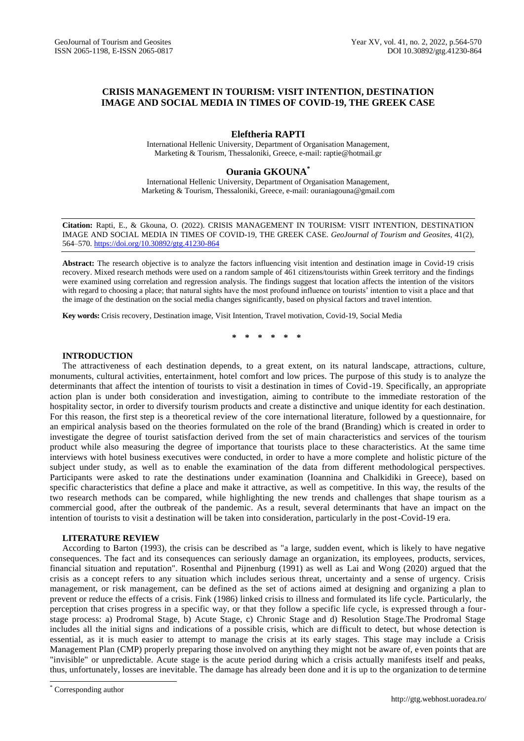# CRISIS MANAGEMENT IN TOURISM: VISIT INTENTION, DESTINATION IMAGE AND SOCIAL MEDIA IN TIMES OF COVID-19, THE GREEK CASE

**Eleftheria RAPTI**

International Hellenic University, Department of Organisation Management, Marketing & Tourism, Thessaloniki, Greece, e-mail: raptie@hotmail.gr

**Ourania GKOUNA***

International Hellenic University, Department of Organisation Management, Marketing & Tourism, Thessaloniki, Greece, e-mail: ouraniagouna@gmail.com

**Citation:** Rapti, E., & Gkouna, O. (2022). CRISIS MANAGEMENT IN TOURISM: VISIT INTENTION, DESTINATION IMAGE AND SOCIAL MEDIA IN TIMES OF COVID-19, THE GREEK CASE. *GeoJournal of Tourism and Geosites*, 41(2), 564–570. https://doi.org/10.30892/gtg.41230-864

**Abstract:** The research objective is to analyze the factors influencing visit intention and destination image in Covid-19 crisis recovery. Mixed research methods were used on a random sample of 461 citizens/tourists within Greek territory and the findings were examined using correlation and regression analysis. The findings suggest that location affects the intention of the visitors with regard to choosing a place; that natural sights have the most profound influence on tourists' intention to visit a place and that the image of the destination on the social media changes significantly, based on physical factors and travel intention.

**Key words:** Crisis recovery, Destination image, Visit Intention, Travel motivation, Covid-19, Social Media

\* \* \* \* \* \*

## INTRODUCTION

The attractiveness of each destination depends, to a great extent, on its natural landscape, attractions, culture, monuments, cultural activities, entertainment, hotel comfort and low prices. The purpose of this study is to analyze the determinants that affect the intention of tourists to visit a destination in times of Covid-19. Specifically, an appropriate action plan is under both consideration and investigation, aiming to contribute to the immediate restoration of the hospitality sector, in order to diversify tourism products and create a distinctive and unique identity for each destination. For this reason, the first step is a theoretical review of the core international literature, followed by a questionnaire, for an empirical analysis based on the theories formulated on the role of the brand (Branding) which is created in order to investigate the degree of tourist satisfaction derived from the set of main characteristics and services of the tourism product while also measuring the degree of importance that tourists place to these characteristics. At the same time interviews with hotel business executives were conducted, in order to have a more complete and holistic picture of the subject under study, as well as to enable the examination of the data from different methodological perspectives. Participants were asked to rate the destinations under examination (Ioannina and Chalkidiki in Greece), based on specific characteristics that define a place and make it attractive, as well as competitive. In this way, the results of the two research methods can be compared, while highlighting the new trends and challenges that shape tourism as a commercial good, after the outbreak of the pandemic. As a result, several determinants that have an impact on the intention of tourists to visit a destination will be taken into consideration, particularly in the post-Covid-19 era.

## LITERATURE REVIEW

According to Barton (1993), the crisis can be described as "a large, sudden event, which is likely to have negative consequences. The fact and its consequences can seriously damage an organization, its employees, products, services, financial situation and reputation". Rosenthal and Pijnenburg (1991) as well as Lai and Wong (2020) argued that the crisis as a concept refers to any situation which includes serious threat, uncertainty and a sense of urgency. Crisis management, or risk management, can be defined as the set of actions aimed at designing and organizing a plan to prevent or reduce the effects of a crisis. Fink (1986) linked crisis to illness and formulated its life cycle. Particularly, the perception that crises progress in a specific way, or that they follow a specific life cycle, is expressed through a four-stage process: a) Prodromal Stage, b) Acute Stage, c) Chronic Stage and d) Resolution Stage.The Prodromal Stage includes all the initial signs and indications of a possible crisis, which are difficult to detect, but whose detection is essential, as it is much easier to attempt to manage the crisis at its early stages. This stage may include a Crisis Management Plan (CMP) properly preparing those involved on anything they might not be aware of, even points that are "invisible" or unpredictable. Acute stage is the acute period during which a crisis actually manifests itself and peaks, thus, unfortunately, losses are inevitable. The damage has already been done and it is up to the organization to determine

\* Corresponding author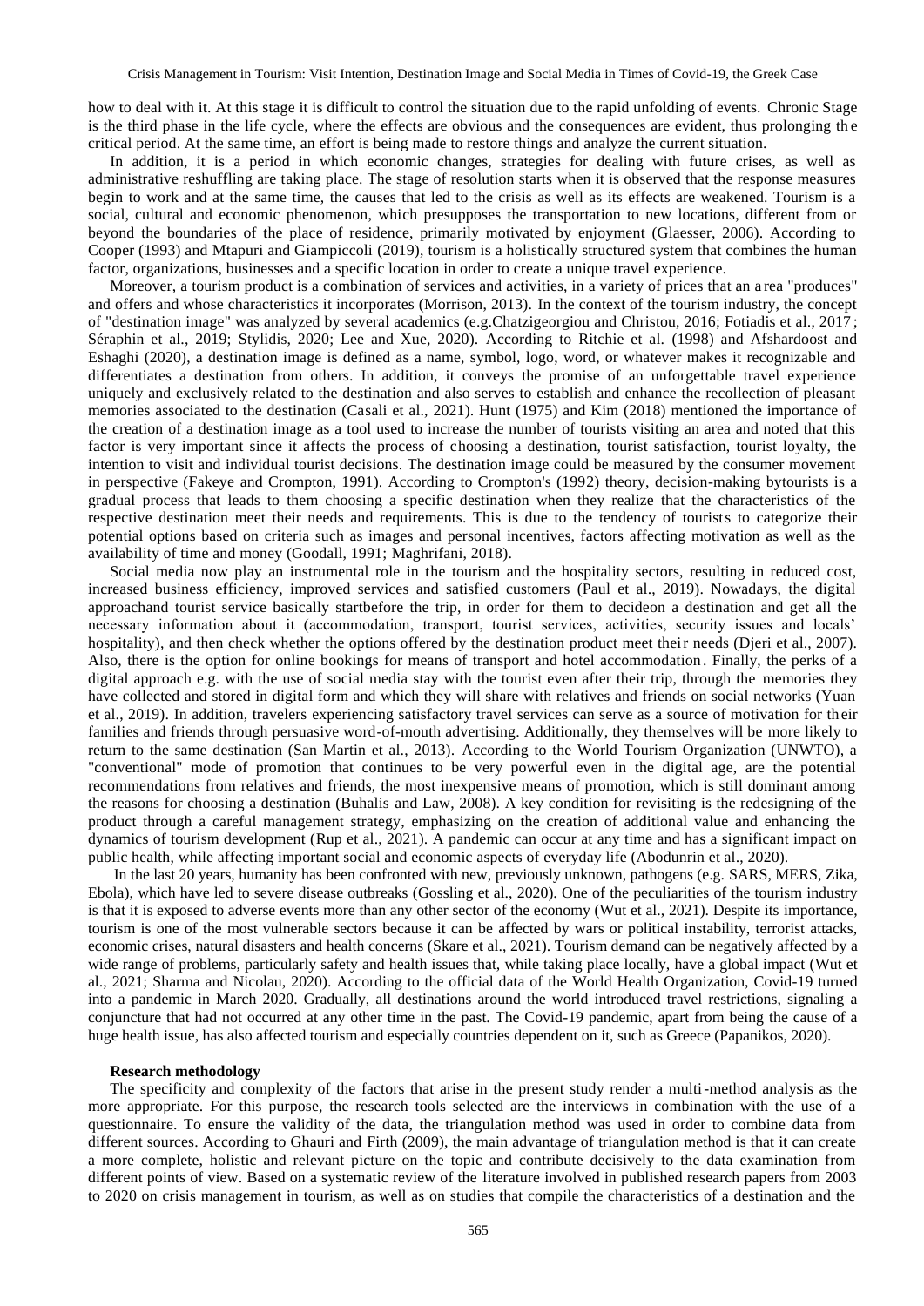how to deal with it. At this stage it is difficult to control the situation due to the rapid unfolding of events. Chronic Stage is the third phase in the life cycle, where the effects are obvious and the consequences are evident, thus prolonging the critical period. At the same time, an effort is being made to restore things and analyze the current situation.

In addition, it is a period in which economic changes, strategies for dealing with future crises, as well as administrative reshuffling are taking place. The stage of resolution starts when it is observed that the response measures begin to work and at the same time, the causes that led to the crisis as well as its effects are weakened. Tourism is a social, cultural and economic phenomenon, which presupposes the transportation to new locations, different from or beyond the boundaries of the place of residence, primarily motivated by enjoyment (Glaesser, 2006). According to Cooper (1993) and Mtapuri and Giampiccoli (2019), tourism is a holistically structured system that combines the human factor, organizations, businesses and a specific location in order to create a unique travel experience.

Moreover, a tourism product is a combination of services and activities, in a variety of prices that an area "produces" and offers and whose characteristics it incorporates (Morrison, 2013). In the context of the tourism industry, the concept of "destination image" was analyzed by several academics (e.g.Chatzigeorgiou and Christou, 2016; Fotiadis et al., 2017; Séraphin et al., 2019; Stylidis, 2020; Lee and Xue, 2020). According to Ritchie et al. (1998) and Afshardoost and Eshaghi (2020), a destination image is defined as a name, symbol, logo, word, or whatever makes it recognizable and differentiates a destination from others. In addition, it conveys the promise of an unforgettable travel experience uniquely and exclusively related to the destination and also serves to establish and enhance the recollection of pleasant memories associated to the destination (Casali et al., 2021). Hunt (1975) and Kim (2018) mentioned the importance of the creation of a destination image as a tool used to increase the number of tourists visiting an area and noted that this factor is very important since it affects the process of choosing a destination, tourist satisfaction, tourist loyalty, the intention to visit and individual tourist decisions. The destination image could be measured by the consumer movement in perspective (Fakeye and Crompton, 1991). According to Crompton's (1992) theory, decision-making bytourists is a gradual process that leads to them choosing a specific destination when they realize that the characteristics of the respective destination meet their needs and requirements. This is due to the tendency of tourists to categorize their potential options based on criteria such as images and personal incentives, factors affecting motivation as well as the availability of time and money (Goodall, 1991; Maghrifani, 2018).

Social media now play an instrumental role in the tourism and the hospitality sectors, resulting in reduced cost, increased business efficiency, improved services and satisfied customers (Paul et al., 2019). Nowadays, the digital approachand tourist service basically startbefore the trip, in order for them to decideon a destination and get all the necessary information about it (accommodation, transport, tourist services, activities, security issues and locals' hospitality), and then check whether the options offered by the destination product meet their needs (Djeri et al., 2007). Also, there is the option for online bookings for means of transport and hotel accommodation. Finally, the perks of a digital approach e.g. with the use of social media stay with the tourist even after their trip, through the memories they have collected and stored in digital form and which they will share with relatives and friends on social networks (Yuan et al., 2019). In addition, travelers experiencing satisfactory travel services can serve as a source of motivation for their families and friends through persuasive word-of-mouth advertising. Additionally, they themselves will be more likely to return to the same destination (San Martin et al., 2013). According to the World Tourism Organization (UNWTO), a "conventional" mode of promotion that continues to be very powerful even in the digital age, are the potential recommendations from relatives and friends, the most inexpensive means of promotion, which is still dominant among the reasons for choosing a destination (Buhalis and Law, 2008). A key condition for revisiting is the redesigning of the product through a careful management strategy, emphasizing on the creation of additional value and enhancing the dynamics of tourism development (Rup et al., 2021). A pandemic can occur at any time and has a significant impact on public health, while affecting important social and economic aspects of everyday life (Abodunrin et al., 2020).

In the last 20 years, humanity has been confronted with new, previously unknown, pathogens (e.g. SARS, MERS, Zika, Ebola), which have led to severe disease outbreaks (Gossling et al., 2020). One of the peculiarities of the tourism industry is that it is exposed to adverse events more than any other sector of the economy (Wut et al., 2021). Despite its importance, tourism is one of the most vulnerable sectors because it can be affected by wars or political instability, terrorist attacks, economic crises, natural disasters and health concerns (Skare et al., 2021). Tourism demand can be negatively affected by a wide range of problems, particularly safety and health issues that, while taking place locally, have a global impact (Wut et al., 2021; Sharma and Nicolau, 2020). According to the official data of the World Health Organization, Covid-19 turned into a pandemic in March 2020. Gradually, all destinations around the world introduced travel restrictions, signaling a conjuncture that had not occurred at any other time in the past. The Covid-19 pandemic, apart from being the cause of a huge health issue, has also affected tourism and especially countries dependent on it, such as Greece (Papanikos, 2020).

**Research methodology**

The specificity and complexity of the factors that arise in the present study render a multi-method analysis as the more appropriate. For this purpose, the research tools selected are the interviews in combination with the use of a questionnaire. To ensure the validity of the data, the triangulation method was used in order to combine data from different sources. According to Ghauri and Firth (2009), the main advantage of triangulation method is that it can create a more complete, holistic and relevant picture on the topic and contribute decisively to the data examination from different points of view. Based on a systematic review of the literature involved in published research papers from 2003 to 2020 on crisis management in tourism, as well as on studies that compile the characteristics of a destination and the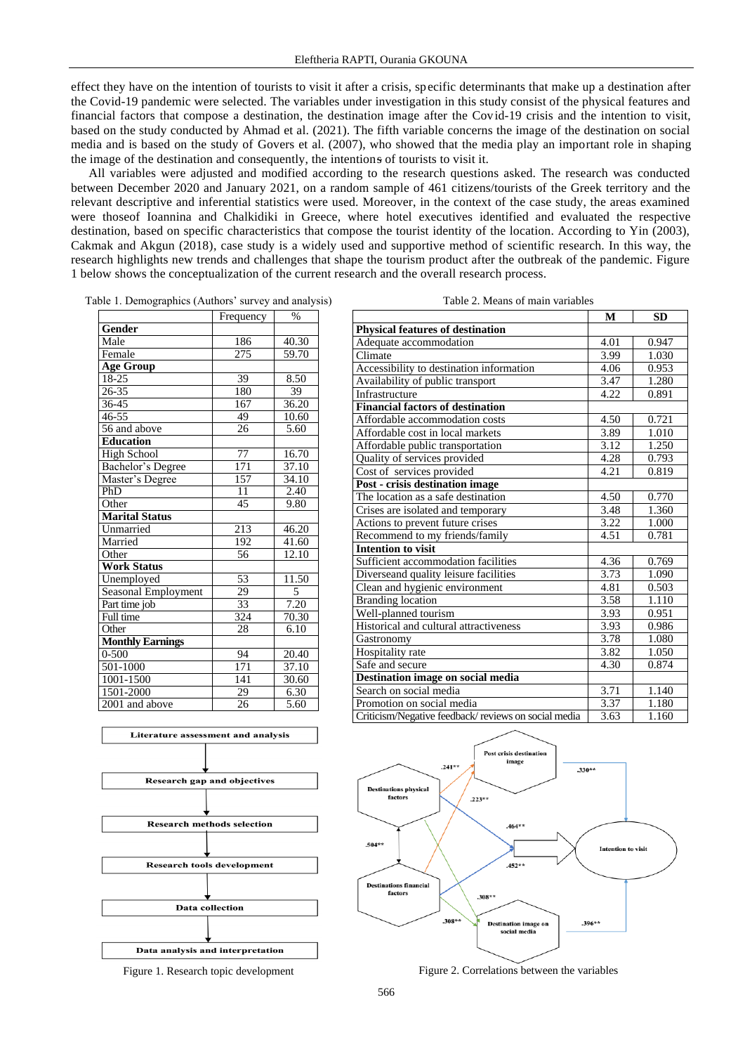effect they have on the intention of tourists to visit it after a crisis, specific determinants that make up a destination after the Covid-19 pandemic were selected. The variables under investigation in this study consist of the physical features and financial factors that compose a destination, the destination image after the Covid-19 crisis and the intention to visit, based on the study conducted by Ahmad et al. (2021). The fifth variable concerns the image of the destination on social media and is based on the study of Govers et al. (2007), who showed that the media play an important role in shaping the image of the destination and consequently, the intentions of tourists to visit it.

All variables were adjusted and modified according to the research questions asked. The research was conducted between December 2020 and January 2021, on a random sample of 461 citizens/tourists of the Greek territory and the relevant descriptive and inferential statistics were used. Moreover, in the context of the case study, the areas examined were thoseof Ioannina and Chalkidiki in Greece, where hotel executives identified and evaluated the respective destination, based on specific characteristics that compose the tourist identity of the location. According to Yin (2003), Cakmak and Akgun (2018), case study is a widely used and supportive method of scientific research. In this way, the research highlights new trends and challenges that shape the tourism product after the outbreak of the pandemic. Figure 1 below shows the conceptualization of the current research and the overall research process.

Table 1. Demographics (Authors' survey and analysis)

| | Frequency | % |
|---|---|---|
| **Gender** | | |
| Male | 186 | 40.30 |
| Female | 275 | 59.70 |
| **Age Group** | | |
| 18-25 | 39 | 8.50 |
| 26-35 | 180 | 39 |
| 36-45 | 167 | 36.20 |
| 46-55 | 49 | 10.60 |
| 56 and above | 26 | 5.60 |
| **Education** | | |
| High School | 77 | 16.70 |
| Bachelor's Degree | 171 | 37.10 |
| Master's Degree | 157 | 34.10 |
| PhD | 11 | 2.40 |
| Other | 45 | 9.80 |
| **Marital Status** | | |
| Unmarried | 213 | 46.20 |
| Married | 192 | 41.60 |
| Other | 56 | 12.10 |
| **Work Status** | | |
| Unemployed | 53 | 11.50 |
| Seasonal Employment | 29 | 5 |
| Part time job | 33 | 7.20 |
| Full time | 324 | 70.30 |
| Other | 28 | 6.10 |
| **Monthly Earnings** | | |
| 0-500 | 94 | 20.40 |
| 501-1000 | 171 | 37.10 |
| 1001-1500 | 141 | 30.60 |
| 1501-2000 | 29 | 6.30 |
| 2001 and above | 26 | 5.60 |

Table 2. Means of main variables

| | M | SD |
|---|---|---|
| **Physical features of destination** | | |
| Adequate accommodation | 4.01 | 0.947 |
| Climate | 3.99 | 1.030 |
| Accessibility to destination information | 4.06 | 0.953 |
| Availability of public transport | 3.47 | 1.280 |
| Infrastructure | 4.22 | 0.891 |
| **Financial factors of destination** | | |
| Affordable accommodation costs | 4.50 | 0.721 |
| Affordable cost in local markets | 3.89 | 1.010 |
| Affordable public transportation | 3.12 | 1.250 |
| Quality of services provided | 4.28 | 0.793 |
| Cost of services provided | 4.21 | 0.819 |
| **Post - crisis destination image** | | |
| The location as a safe destination | 4.50 | 0.770 |
| Crises are isolated and temporary | 3.48 | 1.360 |
| Actions to prevent future crises | 3.22 | 1.000 |
| Recommend to my friends/family | 4.51 | 0.781 |
| **Intention to visit** | | |
| Sufficient accommodation facilities | 4.36 | 0.769 |
| Diverseand quality leisure facilities | 3.73 | 1.090 |
| Clean and hygienic environment | 4.81 | 0.503 |
| Branding location | 3.58 | 1.110 |
| Well-planned tourism | 3.93 | 0.951 |
| Historical and cultural attractiveness | 3.93 | 0.986 |
| Gastronomy | 3.78 | 1.080 |
| Hospitality rate | 3.82 | 1.050 |
| Safe and secure | 4.30 | 0.874 |
| **Destination image on social media** | | |
| Search on social media | 3.71 | 1.140 |
| Promotion on social media | 3.37 | 1.180 |
| Criticism/Negative feedback/ reviews on social media | 3.63 | 1.160 |

Literature assessment and analysis → Research gap and objectives → Research methods selection → Research tools development → Data collection → Data analysis and interpretation

Figure 1. Research topic development

Figure 2. Correlations between the variables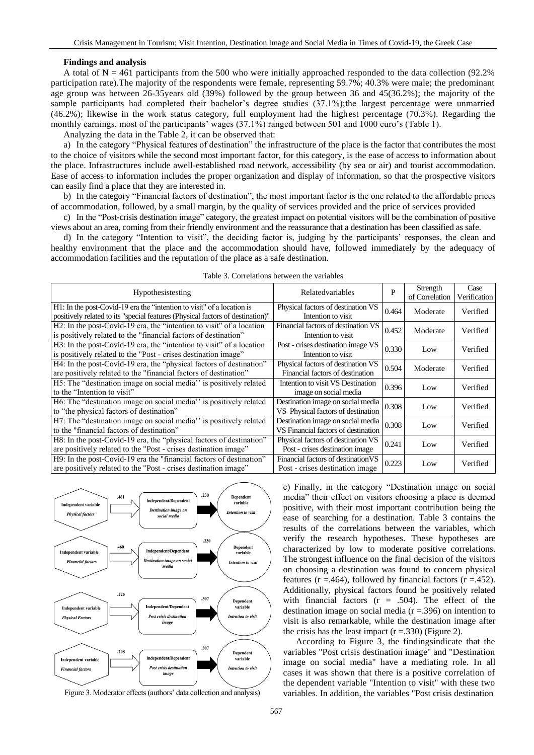## Findings and analysis

A total of N = 461 participants from the 500 who were initially approached responded to the data collection (92.2% participation rate).The majority of the respondents were female, representing 59.7%; 40.3% were male; the predominant age group was between 26-35years old (39%) followed by the group between 36 and 45(36.2%); the majority of the sample participants had completed their bachelor's degree studies (37.1%);the largest percentage were unmarried (46.2%); likewise in the work status category, full employment had the highest percentage (70.3%). Regarding the monthly earnings, most of the participants' wages (37.1%) ranged between 501 and 1000 euro's (Table 1).

Analyzing the data in the Table 2, it can be observed that:

a) In the category "Physical features of destination" the infrastructure of the place is the factor that contributes the most to the choice of visitors while the second most important factor, for this category, is the ease of access to information about the place. Infrastructures include awell-established road network, accessibility (by sea or air) and tourist accommodation. Ease of access to information includes the proper organization and display of information, so that the prospective visitors can easily find a place that they are interested in.

b) In the category "Financial factors of destination", the most important factor is the one related to the affordable prices of accommodation, followed, by a small margin, by the quality of services provided and the price of services provided

c) In the "Post-crisis destination image" category, the greatest impact on potential visitors will be the combination of positive views about an area, coming from their friendly environment and the reassurance that a destination has been classified as safe.

d) In the category "Intention to visit", the deciding factor is, judging by the participants' responses, the clean and healthy environment that the place and the accommodation should have, followed immediately by the adequacy of accommodation facilities and the reputation of the place as a safe destination.

Table 3. Correlations between the variables

| Hypothesistesting | Relatedvariables | P | Strength of Correlation | Case Verification |
|---|---|---|---|---|
| H1: In the post-Covid-19 era the "intention to visit" of a location is positively related to its "special features (Physical factors of destination)" | Physical factors of destination VS Intention to visit | 0.464 | Moderate | Verified |
| H2: In the post-Covid-19 era, the "intention to visit" of a location is positively related to the "financial factors of destination" | Financial factors of destination VS Intention to visit | 0.452 | Moderate | Verified |
| H3: In the post-Covid-19 era, the "intention to visit" of a location is positively related to the "Post - crises destination image" | Post - crises destination image VS Intention to visit | 0.330 | Low | Verified |
| H4: In the post-Covid-19 era, the "physical factors of destination" are positively related to the "financial factors of destination" | Physical factors of destination VS Financial factors of destination | 0.504 | Moderate | Verified |
| H5: The "destination image on social media'' is positively related to the "Intention to visit" | Intention to visit VS Destination image on social media | 0.396 | Low | Verified |
| H6: The "destination image on social media'' is positively related to "the physical factors of destination" | Destination image on social media VS Physical factors of destination | 0.308 | Low | Verified |
| H7: The "destination image on social media'' is positively related to the "financial factors of destination" | Destination image on social media VS Financial factors of destination | 0.308 | Low | Verified |
| H8: In the post-Covid-19 era, the "physical factors of destination" are positively related to the "Post - crises destination image" | Physical factors of destination VS Post - crises destination image | 0.241 | Low | Verified |
| H9: In the post-Covid-19 era the "financial factors of destination" are positively related to the "Post - crises destination image" | Financial factors of destinationVS Post - crises destination image | 0.223 | Low | Verified |

Figure 3. Moderator effects (authors' data collection and analysis)

e) Finally, in the category "Destination image on social media" their effect on visitors choosing a place is deemed positive, with their most important contribution being the ease of searching for a destination. Table 3 contains the results of the correlations between the variables, which verify the research hypotheses. These hypotheses are characterized by low to moderate positive correlations. The strongest influence on the final decision of the visitors on choosing a destination was found to concern physical features ($r = .464$), followed by financial factors ($r = .452$). Additionally, physical factors found be positively related with financial factors ($r = .504$). The effect of the destination image on social media ($r = .396$) on intention to visit is also remarkable, while the destination image after the crisis has the least impact ($r = .330$) (Figure 2).

According to Figure 3, the findingsindicate that the variables "Post crisis destination image" and "Destination image on social media" have a mediating role. In all cases it was shown that there is a positive correlation of the dependent variable "Intention to visit" with these two variables. In addition, the variables "Post crisis destination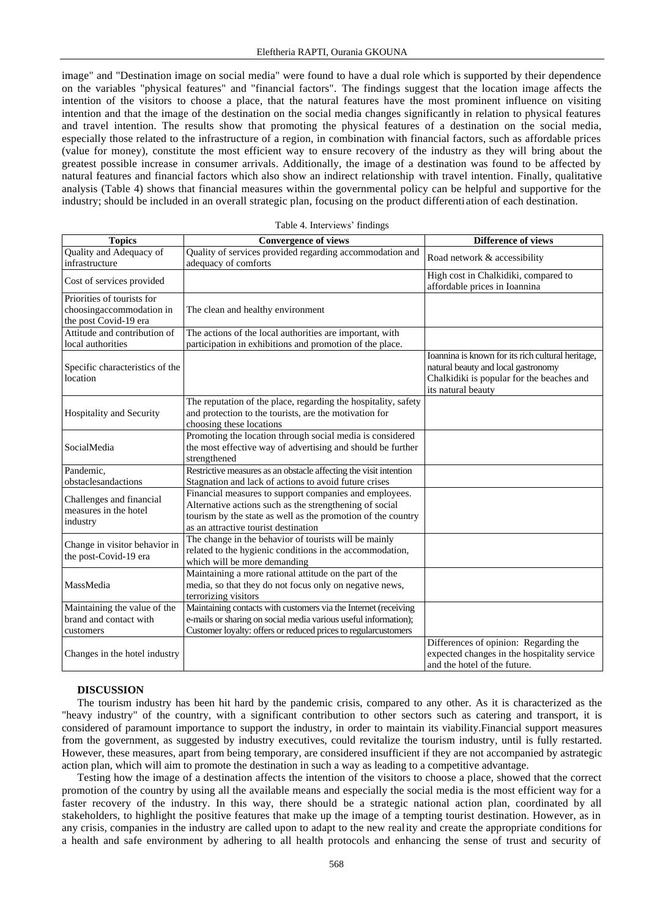image" and "Destination image on social media" were found to have a dual role which is supported by their dependence on the variables "physical features" and "financial factors". The findings suggest that the location image affects the intention of the visitors to choose a place, that the natural features have the most prominent influence on visiting intention and that the image of the destination on the social media changes significantly in relation to physical features and travel intention. The results show that promoting the physical features of a destination on the social media, especially those related to the infrastructure of a region, in combination with financial factors, such as affordable prices (value for money), constitute the most efficient way to ensure recovery of the industry as they will bring about the greatest possible increase in consumer arrivals. Additionally, the image of a destination was found to be affected by natural features and financial factors which also show an indirect relationship with travel intention. Finally, qualitative analysis (Table 4) shows that financial measures within the governmental policy can be helpful and supportive for the industry; should be included in an overall strategic plan, focusing on the product differentiation of each destination.

Table 4. Interviews' findings

| Topics | Convergence of views | Difference of views |
| --- | --- | --- |
| Quality and Adequacy of infrastructure | Quality of services provided regarding accommodation and adequacy of comforts | Road network & accessibility |
| Cost of services provided | | High cost in Chalkidiki, compared to affordable prices in Ioannina |
| Priorities of tourists for choosingaccommodation in the post Covid-19 era | The clean and healthy environment | |
| Attitude and contribution of local authorities | The actions of the local authorities are important, with participation in exhibitions and promotion of the place. | |
| Specific characteristics of the location | | Ioannina is known for its rich cultural heritage, natural beauty and local gastronomy Chalkidiki is popular for the beaches and its natural beauty |
| Hospitality and Security | The reputation of the place, regarding the hospitality, safety and protection to the tourists, are the motivation for choosing these locations | |
| SocialMedia | Promoting the location through social media is considered the most effective way of advertising and should be further strengthened | |
| Pandemic, obstaclesandactions | Restrictive measures as an obstacle affecting the visit intention Stagnation and lack of actions to avoid future crises | |
| Challenges and financial measures in the hotel industry | Financial measures to support companies and employees. Alternative actions such as the strengthening of social tourism by the state as well as the promotion of the country as an attractive tourist destination | |
| Change in visitor behavior in the post-Covid-19 era | The change in the behavior of tourists will be mainly related to the hygienic conditions in the accommodation, which will be more demanding | |
| MassMedia | Maintaining a more rational attitude on the part of the media, so that they do not focus only on negative news, terrorizing visitors | |
| Maintaining the value of the brand and contact with customers | Maintaining contacts with customers via the Internet (receiving e-mails or sharing on social media various useful information); Customer loyalty: offers or reduced prices to regularcustomers | |
| Changes in the hotel industry | | Differences of opinion: Regarding the expected changes in the hospitality service and the hotel of the future. |

## DISCUSSION

The tourism industry has been hit hard by the pandemic crisis, compared to any other. As it is characterized as the "heavy industry" of the country, with a significant contribution to other sectors such as catering and transport, it is considered of paramount importance to support the industry, in order to maintain its viability.Financial support measures from the government, as suggested by industry executives, could revitalize the tourism industry, until is fully restarted. However, these measures, apart from being temporary, are considered insufficient if they are not accompanied by astrategic action plan, which will aim to promote the destination in such a way as leading to a competitive advantage.

Testing how the image of a destination affects the intention of the visitors to choose a place, showed that the correct promotion of the country by using all the available means and especially the social media is the most efficient way for a faster recovery of the industry. In this way, there should be a strategic national action plan, coordinated by all stakeholders, to highlight the positive features that make up the image of a tempting tourist destination. However, as in any crisis, companies in the industry are called upon to adapt to the new reality and create the appropriate conditions for a health and safe environment by adhering to all health protocols and enhancing the sense of trust and security of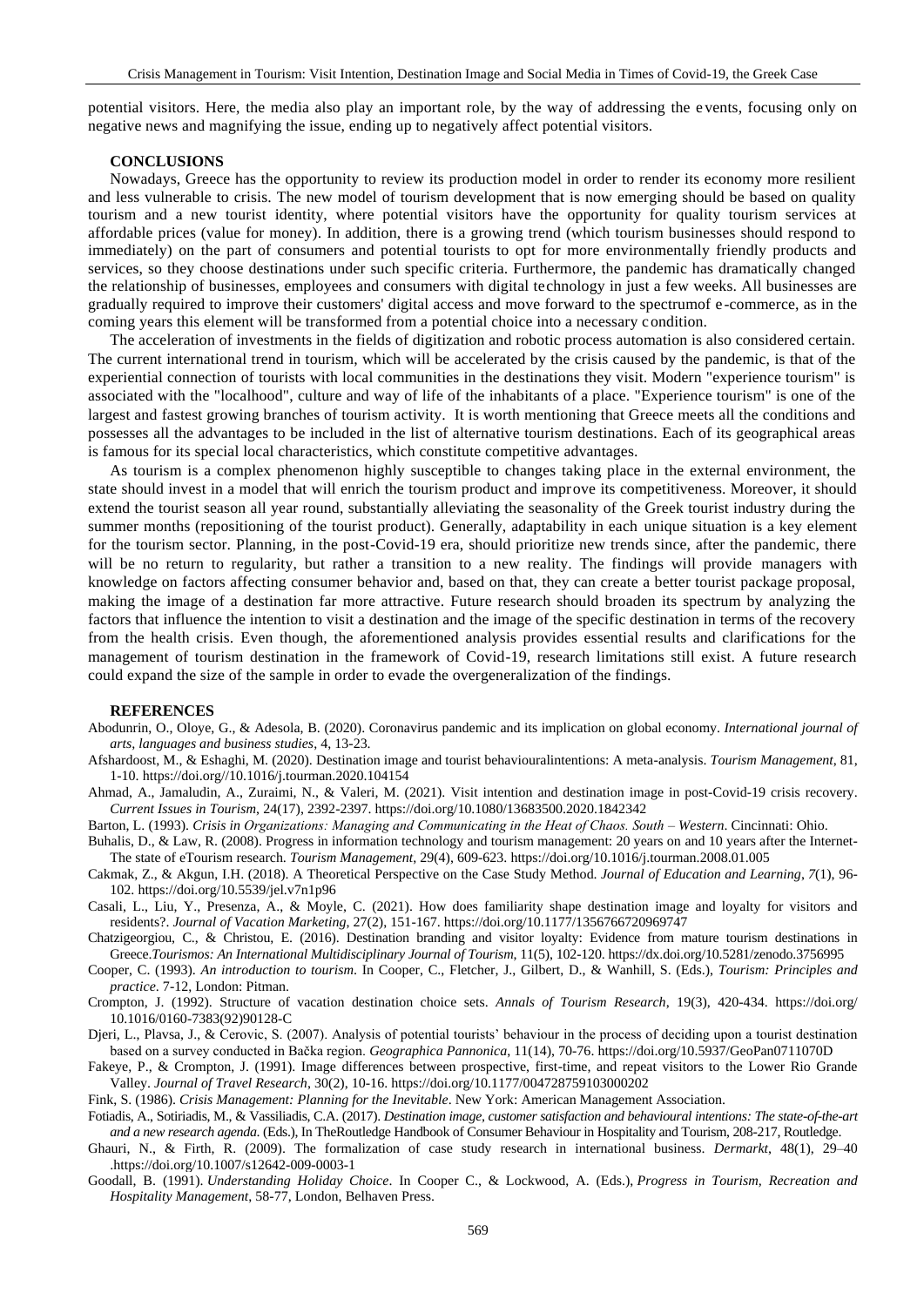potential visitors. Here, the media also play an important role, by the way of addressing the events, focusing only on negative news and magnifying the issue, ending up to negatively affect potential visitors.

## CONCLUSIONS

Nowadays, Greece has the opportunity to review its production model in order to render its economy more resilient and less vulnerable to crisis. The new model of tourism development that is now emerging should be based on quality tourism and a new tourist identity, where potential visitors have the opportunity for quality tourism services at affordable prices (value for money). In addition, there is a growing trend (which tourism businesses should respond to immediately) on the part of consumers and potential tourists to opt for more environmentally friendly products and services, so they choose destinations under such specific criteria. Furthermore, the pandemic has dramatically changed the relationship of businesses, employees and consumers with digital technology in just a few weeks. All businesses are gradually required to improve their customers' digital access and move forward to the spectrumof e-commerce, as in the coming years this element will be transformed from a potential choice into a necessary condition.

The acceleration of investments in the fields of digitization and robotic process automation is also considered certain. The current international trend in tourism, which will be accelerated by the crisis caused by the pandemic, is that of the experiential connection of tourists with local communities in the destinations they visit. Modern "experience tourism" is associated with the "localhood", culture and way of life of the inhabitants of a place. "Experience tourism" is one of the largest and fastest growing branches of tourism activity. It is worth mentioning that Greece meets all the conditions and possesses all the advantages to be included in the list of alternative tourism destinations. Each of its geographical areas is famous for its special local characteristics, which constitute competitive advantages.

As tourism is a complex phenomenon highly susceptible to changes taking place in the external environment, the state should invest in a model that will enrich the tourism product and improve its competitiveness. Moreover, it should extend the tourist season all year round, substantially alleviating the seasonality of the Greek tourist industry during the summer months (repositioning of the tourist product). Generally, adaptability in each unique situation is a key element for the tourism sector. Planning, in the post-Covid-19 era, should prioritize new trends since, after the pandemic, there will be no return to regularity, but rather a transition to a new reality. The findings will provide managers with knowledge on factors affecting consumer behavior and, based on that, they can create a better tourist package proposal, making the image of a destination far more attractive. Future research should broaden its spectrum by analyzing the factors that influence the intention to visit a destination and the image of the specific destination in terms of the recovery from the health crisis. Even though, the aforementioned analysis provides essential results and clarifications for the management of tourism destination in the framework of Covid-19, research limitations still exist. A future research could expand the size of the sample in order to evade the overgeneralization of the findings.

## REFERENCES

Abodunrin, O., Oloye, G., & Adesola, B. (2020). Coronavirus pandemic and its implication on global economy. *International journal of arts, languages and business studies*, 4, 13-23.

Afshardoost, M., & Eshaghi, M. (2020). Destination image and tourist behaviouralintentions: A meta-analysis. *Tourism Management*, 81, 1-10. https://doi.org//10.1016/j.tourman.2020.104154

Ahmad, A., Jamaludin, A., Zuraimi, N., & Valeri, M. (2021). Visit intention and destination image in post-Covid-19 crisis recovery. *Current Issues in Tourism*, 24(17), 2392-2397. https://doi.org/10.1080/13683500.2020.1842342

Barton, L. (1993). *Crisis in Organizations: Managing and Communicating in the Heat of Chaos. South – Western*. Cincinnati: Ohio.

Buhalis, D., & Law, R. (2008). Progress in information technology and tourism management: 20 years on and 10 years after the Internet-The state of eTourism research. *Tourism Management*, 29(4), 609-623. https://doi.org/10.1016/j.tourman.2008.01.005

Cakmak, Z., & Akgun, I.H. (2018). A Theoretical Perspective on the Case Study Method. *Journal of Education and Learning*, *7*(1), 96-102. https://doi.org/10.5539/jel.v7n1p96

Casali, L., Liu, Y., Presenza, A., & Moyle, C. (2021). How does familiarity shape destination image and loyalty for visitors and residents?. *Journal of Vacation Marketing*, 27(2), 151-167. https://doi.org/10.1177/1356766720969747

Chatzigeorgiou, C., & Christou, E. (2016). Destination branding and visitor loyalty: Evidence from mature tourism destinations in Greece.*Tourismos: An International Multidisciplinary Journal of Tourism*, 11(5), 102-120. https://dx.doi.org/10.5281/zenodo.3756995

Cooper, C. (1993). *An introduction to tourism*. In Cooper, C., Fletcher, J., Gilbert, D., & Wanhill, S. (Eds.), *Tourism: Principles and practice*. 7-12, London: Pitman.

Crompton, J. (1992). Structure of vacation destination choice sets. *Annals of Tourism Research*, 19(3), 420-434. https://doi.org/ 10.1016/0160-7383(92)90128-C

Djeri, L., Plavsa, J., & Cerovic, S. (2007). Analysis of potential tourists' behaviour in the process of deciding upon a tourist destination based on a survey conducted in Bačka region. *Geographica Pannonica*, 11(14), 70-76. https://doi.org/10.5937/GeoPan0711070D

Fakeye, P., & Crompton, J. (1991). Image differences between prospective, first-time, and repeat visitors to the Lower Rio Grande Valley. *Journal of Travel Research*, 30(2), 10-16. https://doi.org/10.1177/004728759103000202

Fink, S. (1986). *Crisis Management: Planning for the Inevitable*. New York: American Management Association.

Fotiadis, A., Sotiriadis, M., & Vassiliadis, C.A. (2017). *Destination image, customer satisfaction and behavioural intentions: The state-of-the-art and a new research agenda*. (Eds.), In TheRoutledge Handbook of Consumer Behaviour in Hospitality and Tourism, 208-217, Routledge.

Ghauri, N., & Firth, R. (2009). The formalization of case study research in international business. *Dermarkt*, 48(1), 29–40 .https://doi.org/10.1007/s12642-009-0003-1

Goodall, B. (1991). *Understanding Holiday Choice*. In Cooper C., & Lockwood, A. (Eds.), *Progress in Tourism, Recreation and Hospitality Management*, 58-77, London, Belhaven Press.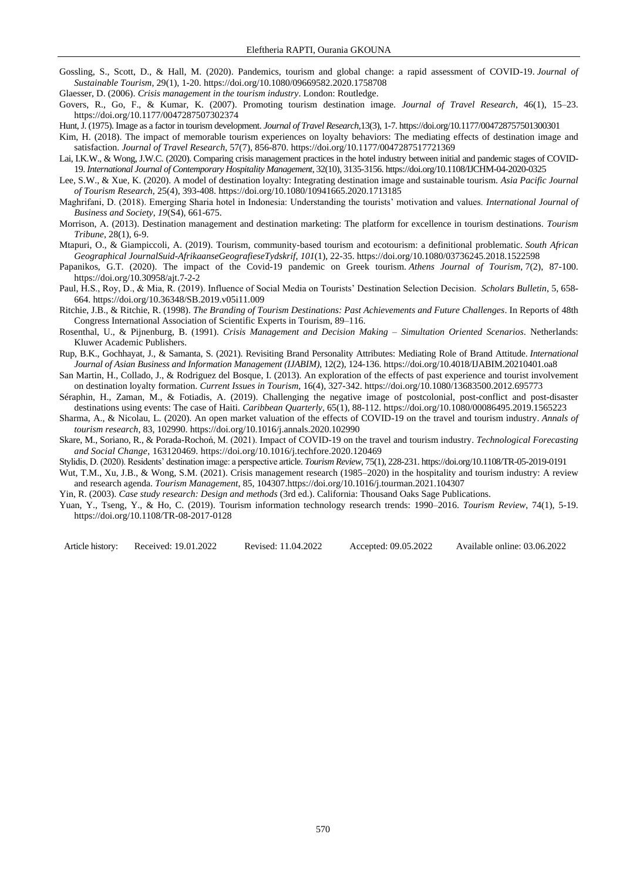Gossling, S., Scott, D., & Hall, M. (2020). Pandemics, tourism and global change: a rapid assessment of COVID-19. *Journal of Sustainable Tourism*, 29(1), 1-20. https://doi.org/10.1080/09669582.2020.1758708

Glaesser, D. (2006). *Crisis management in the tourism industry*. London: Routledge.

Govers, R., Go, F., & Kumar, K. (2007). Promoting tourism destination image. *Journal of Travel Research*, 46(1), 15–23. https://doi.org/10.1177/0047287507302374

Hunt, J. (1975). Image as a factor in tourism development. *Journal of Travel Research*,13(3), 1-7. https://doi.org/10.1177/004728757501300301

Kim, H. (2018). The impact of memorable tourism experiences on loyalty behaviors: The mediating effects of destination image and satisfaction. *Journal of Travel Research*, 57(7), 856-870. https://doi.org/10.1177/0047287517721369

Lai, I.K.W., & Wong, J.W.C. (2020). Comparing crisis management practices in the hotel industry between initial and pandemic stages of COVID-19. *International Journal of Contemporary Hospitality Management*, 32(10), 3135-3156. https://doi.org/10.1108/IJCHM-04-2020-0325

Lee, S.W., & Xue, K. (2020). A model of destination loyalty: Integrating destination image and sustainable tourism. *Asia Pacific Journal of Tourism Research*, 25(4), 393-408. https://doi.org/10.1080/10941665.2020.1713185

Maghrifani, D. (2018). Emerging Sharia hotel in Indonesia: Understanding the tourists' motivation and values. *International Journal of Business and Society*, *19*(S4), 661-675.

Morrison, A. (2013). Destination management and destination marketing: The platform for excellence in tourism destinations. *Tourism Tribune*, 28(1), 6-9.

Mtapuri, O., & Giampiccoli, A. (2019). Tourism, community-based tourism and ecotourism: a definitional problematic. *South African Geographical JournalSuid-AfrikaanseGeografieseTydskrif*, *101*(1), 22-35. https://doi.org/10.1080/03736245.2018.1522598

Papanikos, G.T. (2020). The impact of the Covid-19 pandemic on Greek tourism. *Athens Journal of Tourism*, 7(2), 87-100. https://doi.org/10.30958/ajt.7-2-2

Paul, H.S., Roy, D., & Mia, R. (2019). Influence of Social Media on Tourists' Destination Selection Decision. *Scholars Bulletin*, 5, 658-664. https://doi.org/10.36348/SB.2019.v05i11.009

Ritchie, J.B., & Ritchie, R. (1998). *The Branding of Tourism Destinations: Past Achievements and Future Challenges*. In Reports of 48th Congress International Association of Scientific Experts in Tourism, 89–116.

Rosenthal, U., & Pijnenburg, B. (1991). *Crisis Management and Decision Making – Simultation Oriented Scenarios*. Netherlands: Kluwer Academic Publishers.

Rup, B.K., Gochhayat, J., & Samanta, S. (2021). Revisiting Brand Personality Attributes: Mediating Role of Brand Attitude. *International Journal of Asian Business and Information Management (IJABIM)*, 12(2), 124-136. https://doi.org/10.4018/IJABIM.20210401.oa8

San Martin, H., Collado, J., & Rodriguez del Bosque, I. (2013). An exploration of the effects of past experience and tourist involvement on destination loyalty formation. *Current Issues in Tourism*, 16(4), 327-342. https://doi.org/10.1080/13683500.2012.695773

Séraphin, H., Zaman, M., & Fotiadis, A. (2019). Challenging the negative image of postcolonial, post-conflict and post-disaster destinations using events: The case of Haiti. *Caribbean Quarterly*, 65(1), 88-112. https://doi.org/10.1080/00086495.2019.1565223

Sharma, A., & Nicolau, L. (2020). An open market valuation of the effects of COVID-19 on the travel and tourism industry. *Annals of tourism research*, 83, 102990. https://doi.org/10.1016/j.annals.2020.102990

Skare, M., Soriano, R., & Porada-Rochoń, M. (2021). Impact of COVID-19 on the travel and tourism industry. *Technological Forecasting and Social Change*, 163120469. https://doi.org/10.1016/j.techfore.2020.120469

Stylidis, D. (2020). Residents' destination image: a perspective article. *Tourism Review*, 75(1), 228-231. https://doi.org/10.1108/TR-05-2019-0191

Wut, T.M., Xu, J.B., & Wong, S.M. (2021). Crisis management research (1985–2020) in the hospitality and tourism industry: A review and research agenda. *Tourism Management*, 85, 104307.https://doi.org/10.1016/j.tourman.2021.104307

Yin, R. (2003). *Case study research: Design and methods* (3rd ed.). California: Thousand Oaks Sage Publications.

Yuan, Y., Tseng, Y., & Ho, C. (2019). Tourism information technology research trends: 1990–2016. *Tourism Review*, 74(1), 5-19. https://doi.org/10.1108/TR-08-2017-0128

Article history: Received: 19.01.2022 Revised: 11.04.2022 Accepted: 09.05.2022 Available online: 03.06.2022